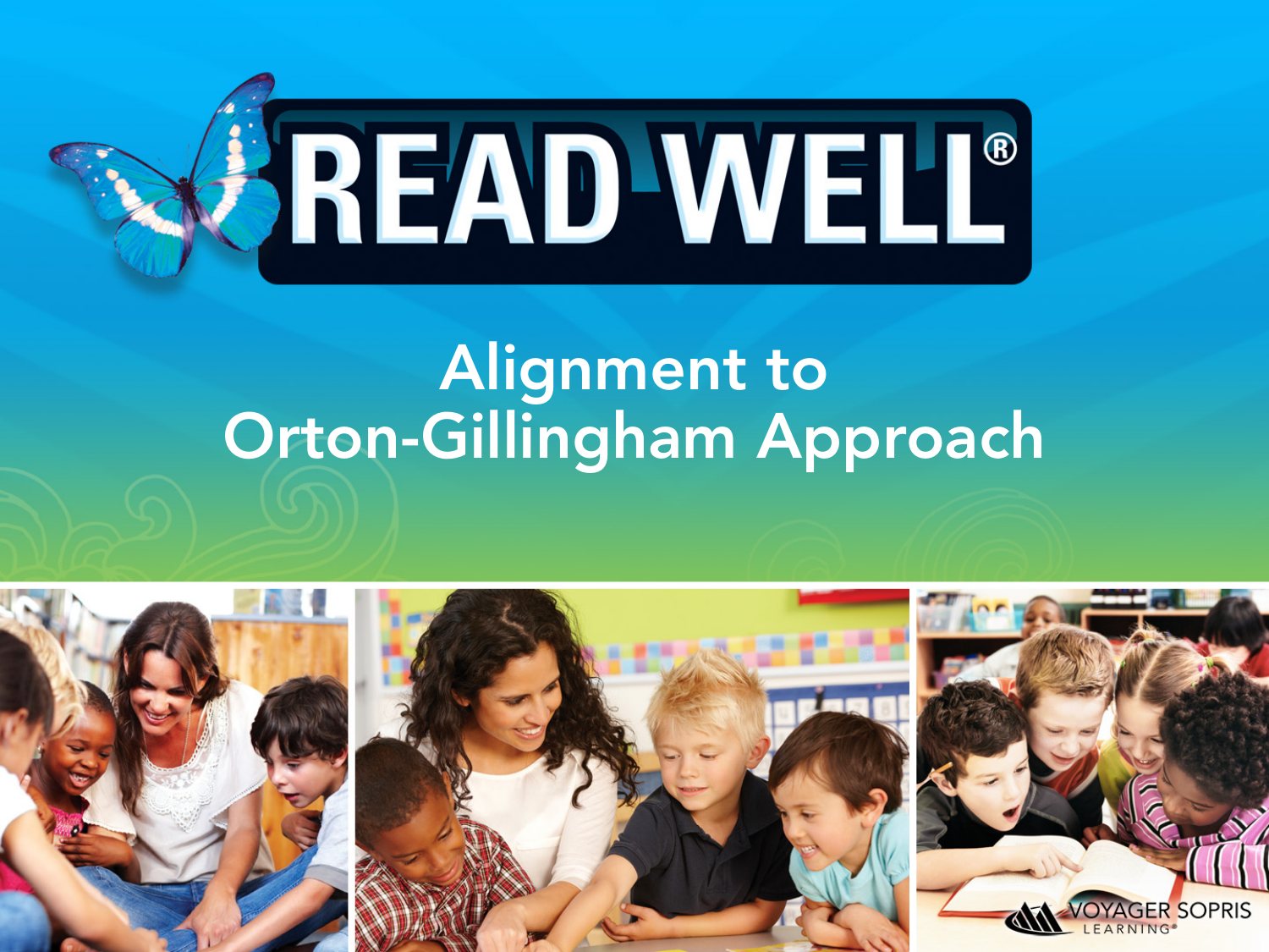# READ WELL®

## Alignment to Orton-Gillingham Approach

VOYAGER SOPRIS LEARNING®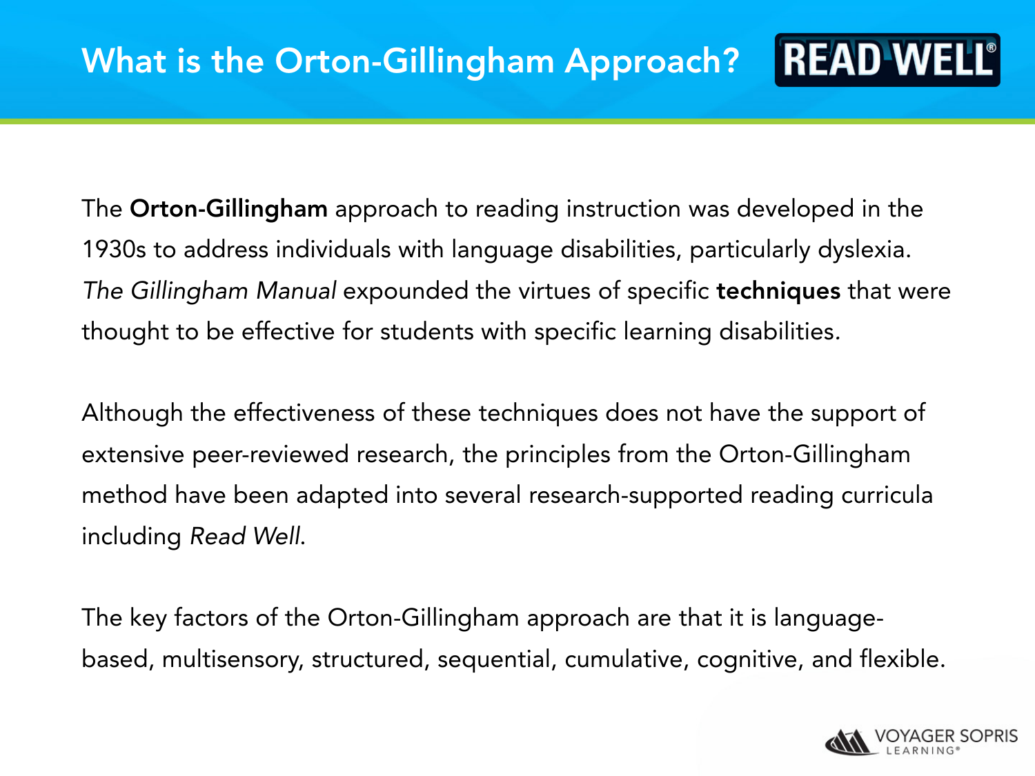# What is the Orton-Gillingham Approach?

The **Orton-Gillingham** approach to reading instruction was developed in the 1930s to address individuals with language disabilities, particularly dyslexia. *The Gillingham Manual* expounded the virtues of specific **techniques** that were thought to be effective for students with specific learning disabilities.

Although the effectiveness of these techniques does not have the support of extensive peer-reviewed research, the principles from the Orton-Gillingham method have been adapted into several research-supported reading curricula including *Read Well*.

The key factors of the Orton-Gillingham approach are that it is language-based, multisensory, structured, sequential, cumulative, cognitive, and flexible.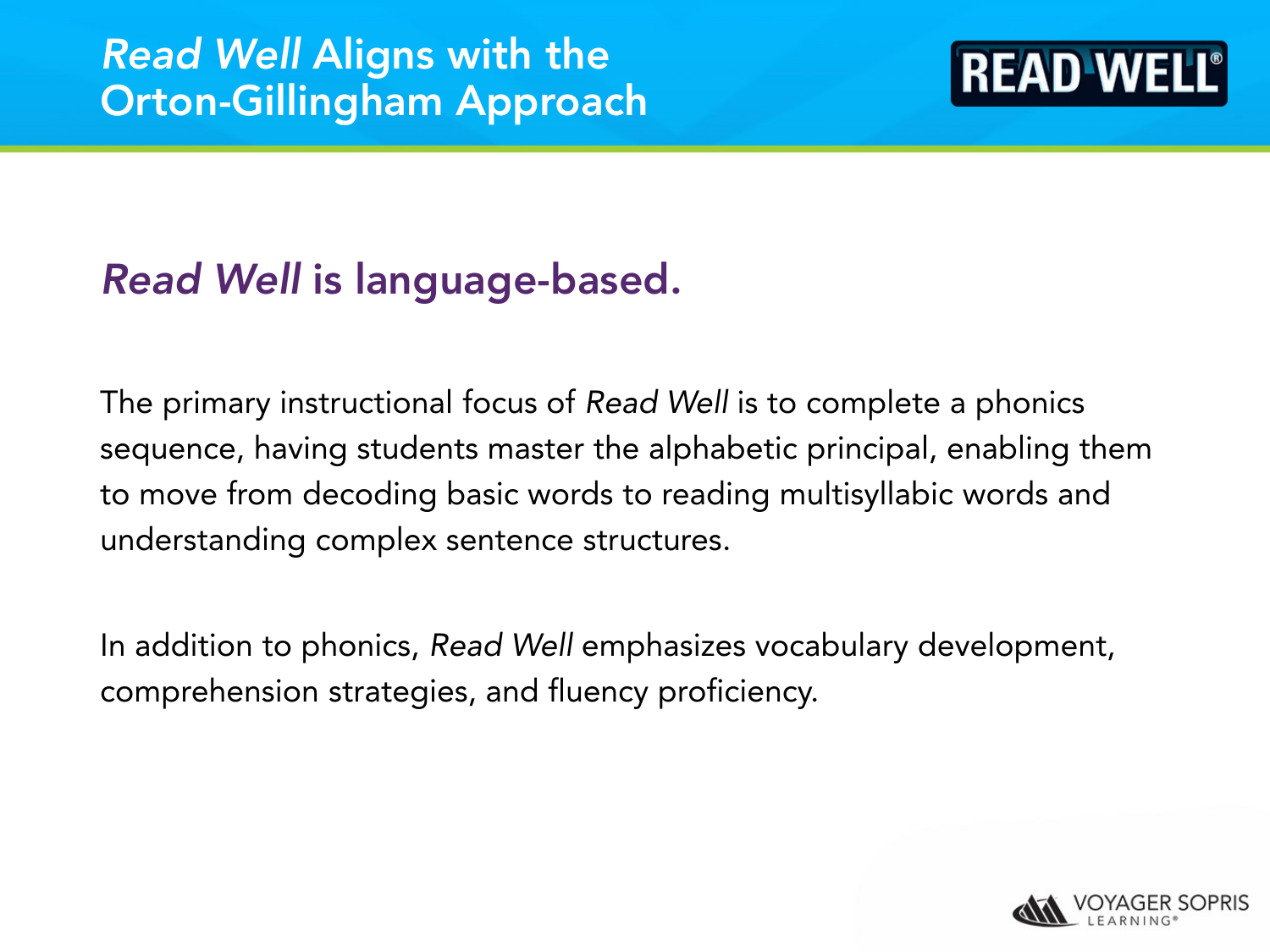# *Read Well* Aligns with the Orton-Gillingham Approach

## *Read Well* is language-based.

The primary instructional focus of *Read Well* is to complete a phonics sequence, having students master the alphabetic principal, enabling them to move from decoding basic words to reading multisyllabic words and understanding complex sentence structures.

In addition to phonics, *Read Well* emphasizes vocabulary development, comprehension strategies, and fluency proficiency.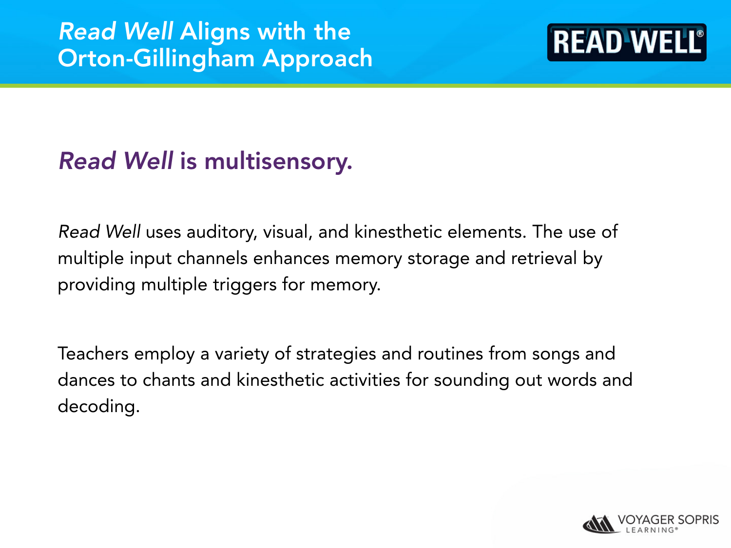# *Read Well* Aligns with the Orton-Gillingham Approach

## *Read Well* is multisensory.

*Read Well* uses auditory, visual, and kinesthetic elements. The use of multiple input channels enhances memory storage and retrieval by providing multiple triggers for memory.

Teachers employ a variety of strategies and routines from songs and dances to chants and kinesthetic activities for sounding out words and decoding.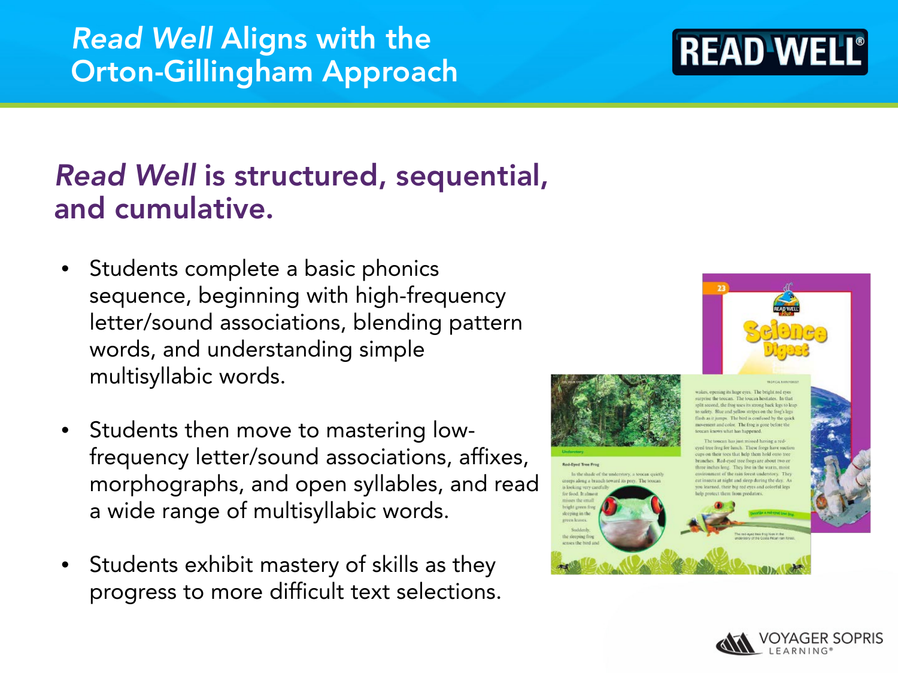# *Read Well* Aligns with the Orton-Gillingham Approach

## *Read Well* is structured, sequential, and cumulative.

- Students complete a basic phonics sequence, beginning with high-frequency letter/sound associations, blending pattern words, and understanding simple multisyllabic words.
- Students then move to mastering low-frequency letter/sound associations, affixes, morphographs, and open syllables, and read a wide range of multisyllabic words.
- Students exhibit mastery of skills as they progress to more difficult text selections.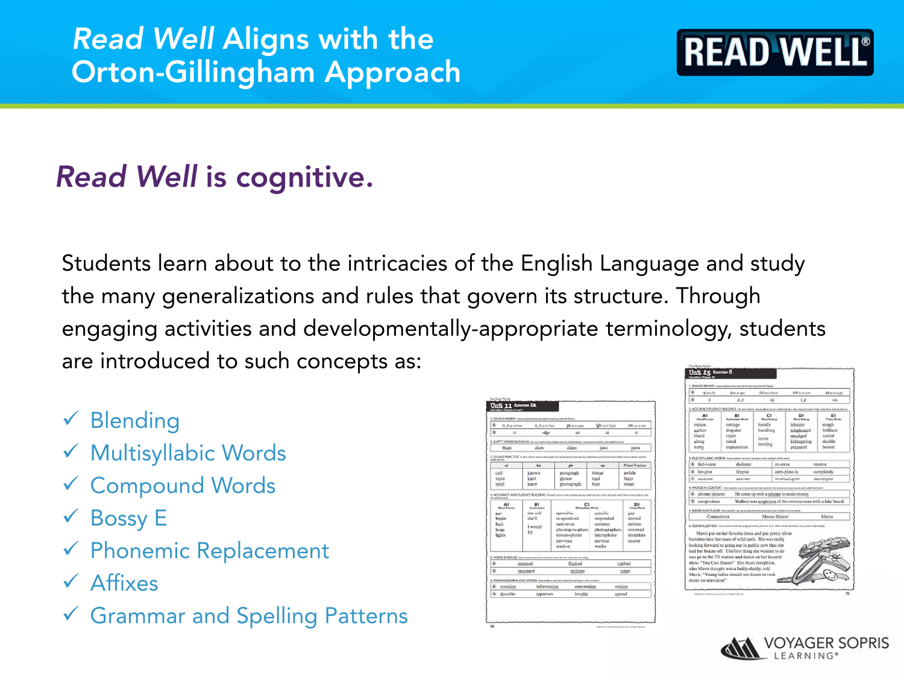# *Read Well* Aligns with the Orton-Gillingham Approach

## *Read Well* is cognitive.

Students learn about to the intricacies of the English Language and study the many generalizations and rules that govern its structure. Through engaging activities and developmentally-appropriate terminology, students are introduced to such concepts as:

- ✓ Blending
- ✓ Multisyllabic Words
- ✓ Compound Words
- ✓ Bossy E
- ✓ Phonemic Replacement
- ✓ Affixes
- ✓ Grammar and Spelling Patterns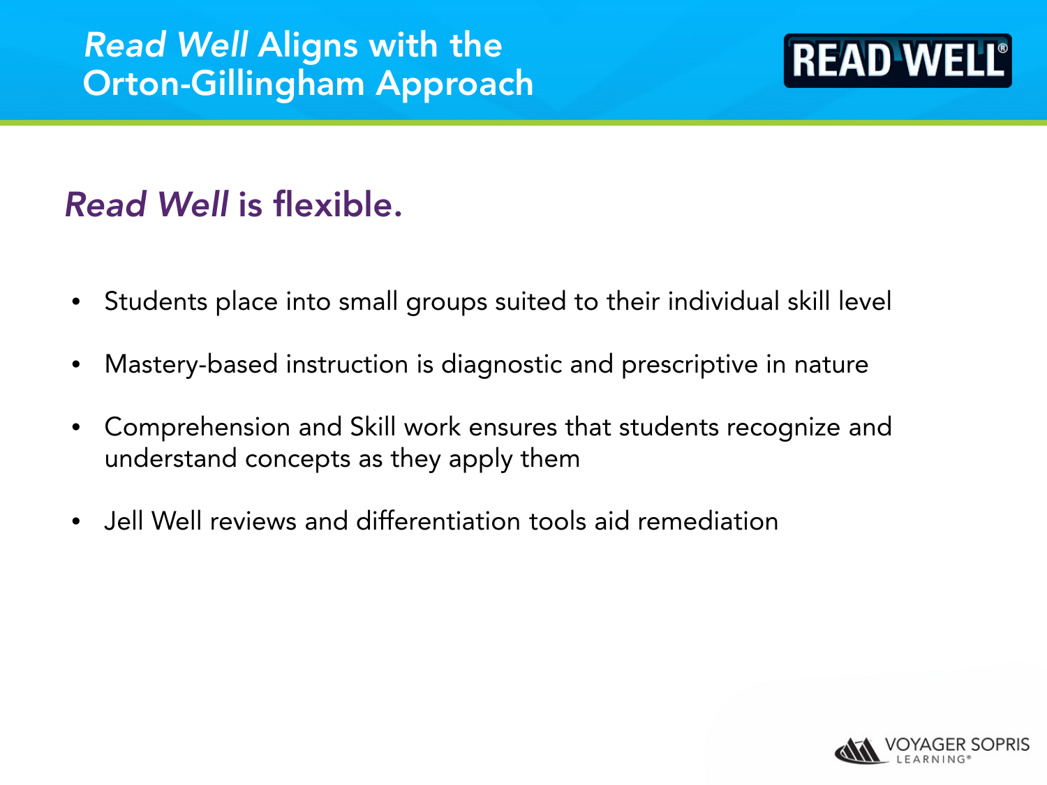# *Read Well* Aligns with the Orton-Gillingham Approach

## *Read Well* is flexible.

- Students place into small groups suited to their individual skill level
- Mastery-based instruction is diagnostic and prescriptive in nature
- Comprehension and Skill work ensures that students recognize and understand concepts as they apply them
- Jell Well reviews and differentiation tools aid remediation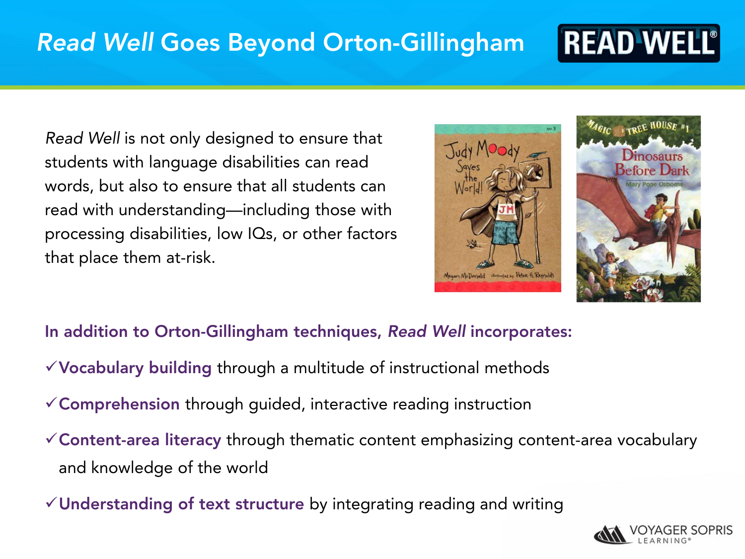# *Read Well* Goes Beyond Orton-Gillingham

*Read Well* is not only designed to ensure that students with language disabilities can read words, but also to ensure that all students can read with understanding—including those with processing disabilities, low IQs, or other factors that place them at-risk.

**In addition to Orton-Gillingham techniques, *Read Well* incorporates:**

- ✓ **Vocabulary building** through a multitude of instructional methods
- ✓ **Comprehension** through guided, interactive reading instruction
- ✓ **Content-area literacy** through thematic content emphasizing content-area vocabulary and knowledge of the world
- ✓ **Understanding of text structure** by integrating reading and writing